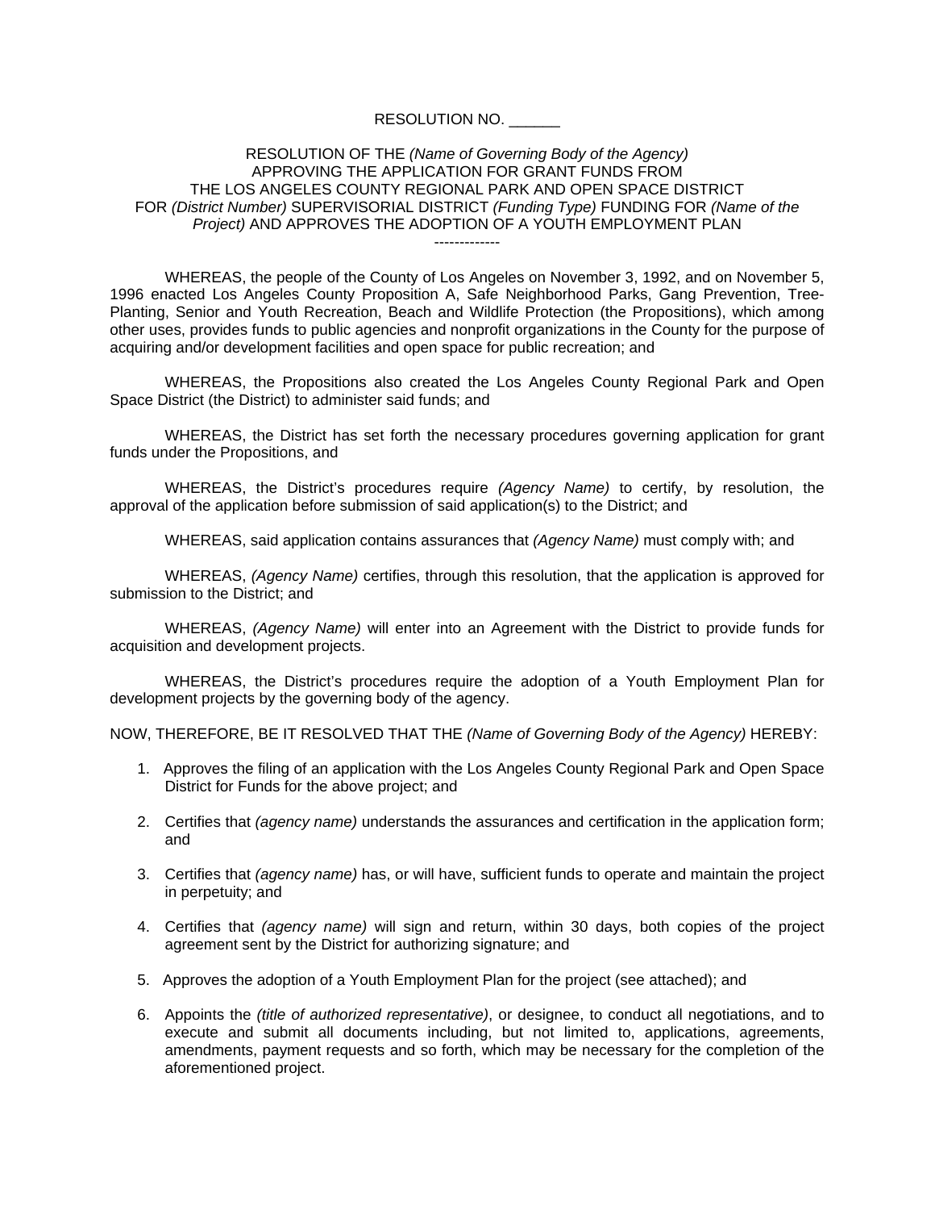RESOLUTION NO. ______

RESOLUTION OF THE *(Name of Governing Body of the Agency)* APPROVING THE APPLICATION FOR GRANT FUNDS FROM THE LOS ANGELES COUNTY REGIONAL PARK AND OPEN SPACE DISTRICT FOR *(District Number)* SUPERVISORIAL DISTRICT *(Funding Type)* FUNDING FOR *(Name of the Project)* AND APPROVES THE ADOPTION OF A YOUTH EMPLOYMENT PLAN

-------------

WHEREAS, the people of the County of Los Angeles on November 3, 1992, and on November 5, 1996 enacted Los Angeles County Proposition A, Safe Neighborhood Parks, Gang Prevention, Tree-Planting, Senior and Youth Recreation, Beach and Wildlife Protection (the Propositions), which among other uses, provides funds to public agencies and nonprofit organizations in the County for the purpose of acquiring and/or development facilities and open space for public recreation; and

WHEREAS, the Propositions also created the Los Angeles County Regional Park and Open Space District (the District) to administer said funds; and

WHEREAS, the District has set forth the necessary procedures governing application for grant funds under the Propositions, and

WHEREAS, the District's procedures require *(Agency Name)* to certify, by resolution, the approval of the application before submission of said application(s) to the District; and

WHEREAS, said application contains assurances that *(Agency Name)* must comply with; and

WHEREAS, *(Agency Name)* certifies, through this resolution, that the application is approved for submission to the District; and

WHEREAS, *(Agency Name)* will enter into an Agreement with the District to provide funds for acquisition and development projects.

WHEREAS, the District's procedures require the adoption of a Youth Employment Plan for development projects by the governing body of the agency.

NOW, THEREFORE, BE IT RESOLVED THAT THE *(Name of Governing Body of the Agency)* HEREBY:

1. Approves the filing of an application with the Los Angeles County Regional Park and Open Space District for Funds for the above project; and

2. Certifies that *(agency name)* understands the assurances and certification in the application form; and

3. Certifies that *(agency name)* has, or will have, sufficient funds to operate and maintain the project in perpetuity; and

4. Certifies that *(agency name)* will sign and return, within 30 days, both copies of the project agreement sent by the District for authorizing signature; and

5. Approves the adoption of a Youth Employment Plan for the project (see attached); and

6. Appoints the *(title of authorized representative)*, or designee, to conduct all negotiations, and to execute and submit all documents including, but not limited to, applications, agreements, amendments, payment requests and so forth, which may be necessary for the completion of the aforementioned project.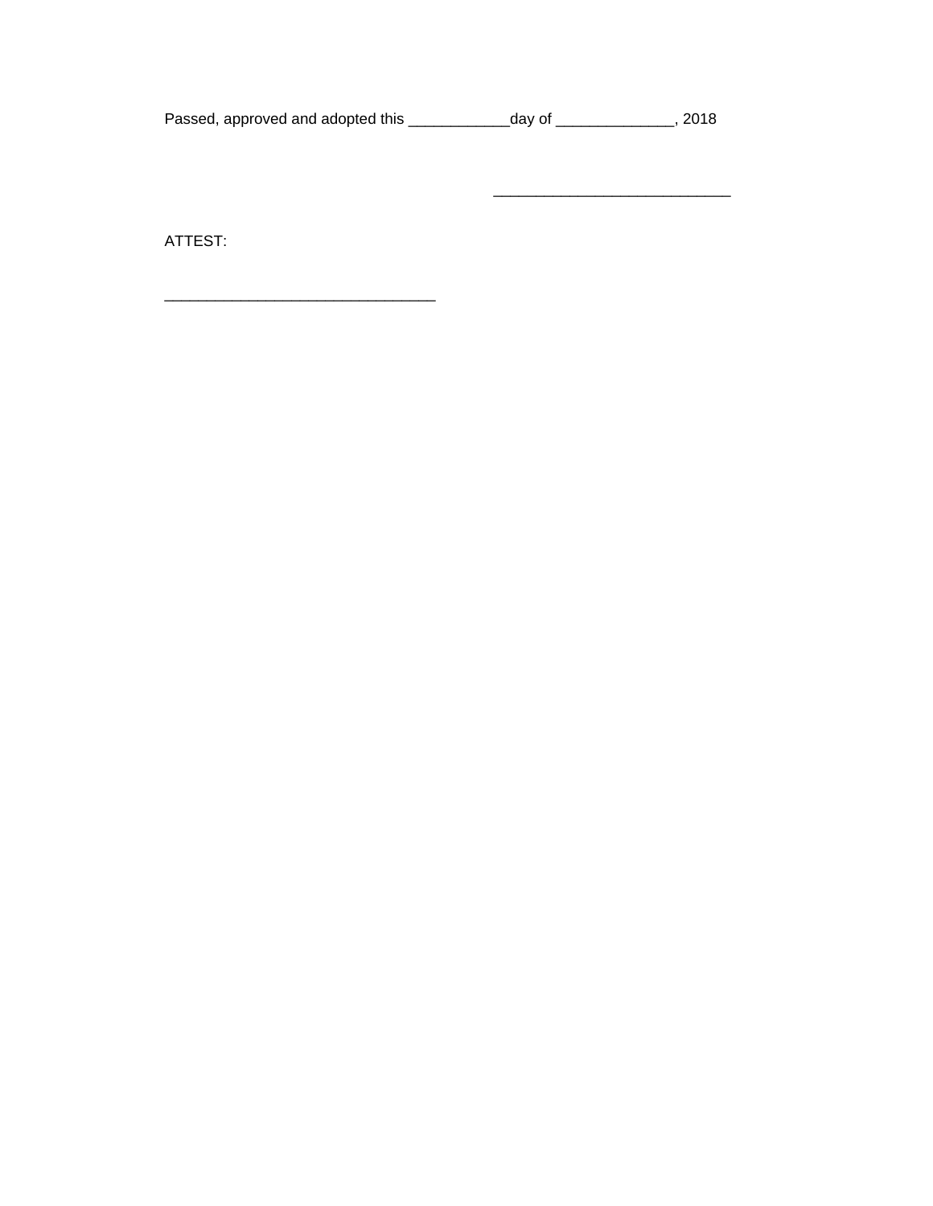Passed, approved and adopted this ____________day of ______________, 2018

___________________________

ATTEST:

_______________________________